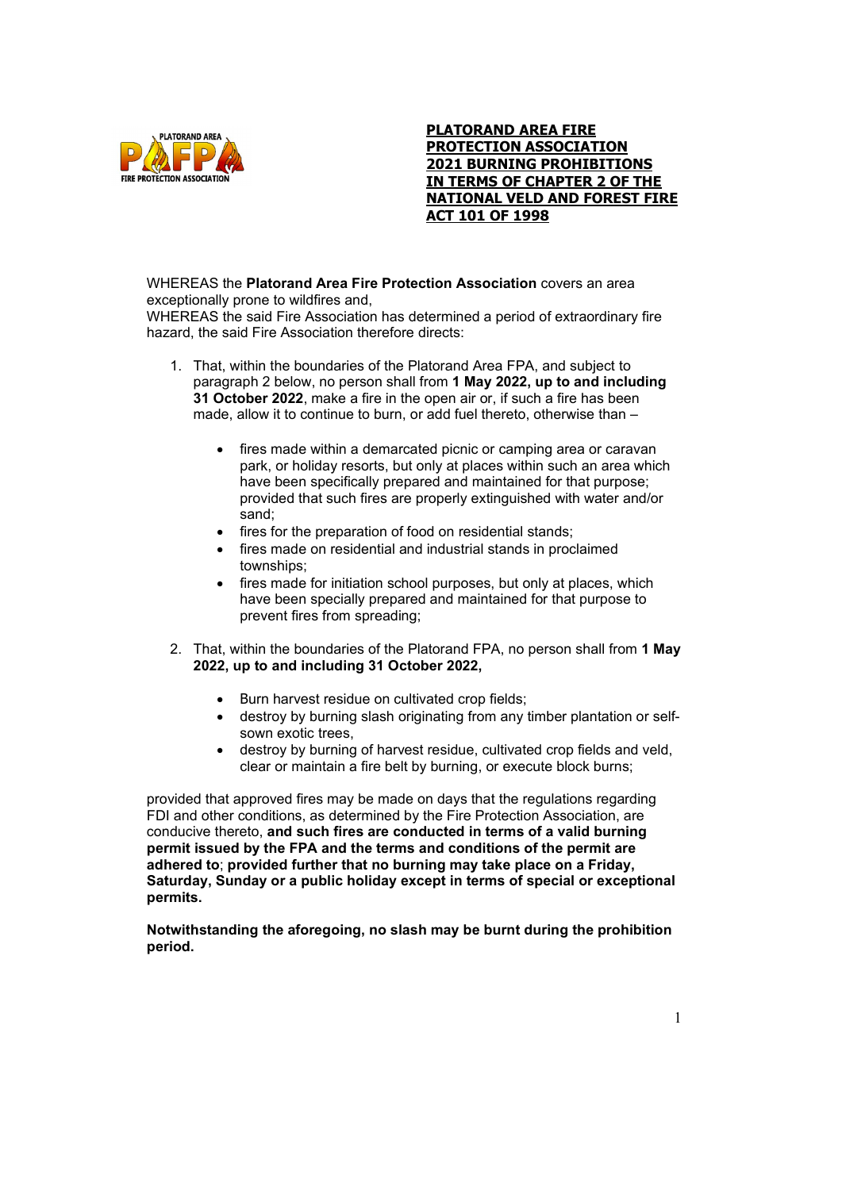# PLATORAND AREA FIRE PROTECTION ASSOCIATION 2021 BURNING PROHIBITIONS IN TERMS OF CHAPTER 2 OF THE NATIONAL VELD AND FOREST FIRE ACT 101 OF 1998

WHEREAS the **Platorand Area Fire Protection Association** covers an area exceptionally prone to wildfires and,
WHEREAS the said Fire Association has determined a period of extraordinary fire hazard, the said Fire Association therefore directs:

1. That, within the boundaries of the Platorand Area FPA, and subject to paragraph 2 below, no person shall from **1 May 2022, up to and including 31 October 2022**, make a fire in the open air or, if such a fire has been made, allow it to continue to burn, or add fuel thereto, otherwise than –

   - fires made within a demarcated picnic or camping area or caravan park, or holiday resorts, but only at places within such an area which have been specifically prepared and maintained for that purpose; provided that such fires are properly extinguished with water and/or sand;
   - fires for the preparation of food on residential stands;
   - fires made on residential and industrial stands in proclaimed townships;
   - fires made for initiation school purposes, but only at places, which have been specially prepared and maintained for that purpose to prevent fires from spreading;

2. That, within the boundaries of the Platorand FPA, no person shall from **1 May 2022, up to and including 31 October 2022,**

   - Burn harvest residue on cultivated crop fields;
   - destroy by burning slash originating from any timber plantation or self-sown exotic trees,
   - destroy by burning of harvest residue, cultivated crop fields and veld, clear or maintain a fire belt by burning, or execute block burns;

provided that approved fires may be made on days that the regulations regarding FDI and other conditions, as determined by the Fire Protection Association, are conducive thereto, **and such fires are conducted in terms of a valid burning permit issued by the FPA and the terms and conditions of the permit are adhered to**; **provided further that no burning may take place on a Friday, Saturday, Sunday or a public holiday except in terms of special or exceptional permits.**

**Notwithstanding the aforegoing, no slash may be burnt during the prohibition period.**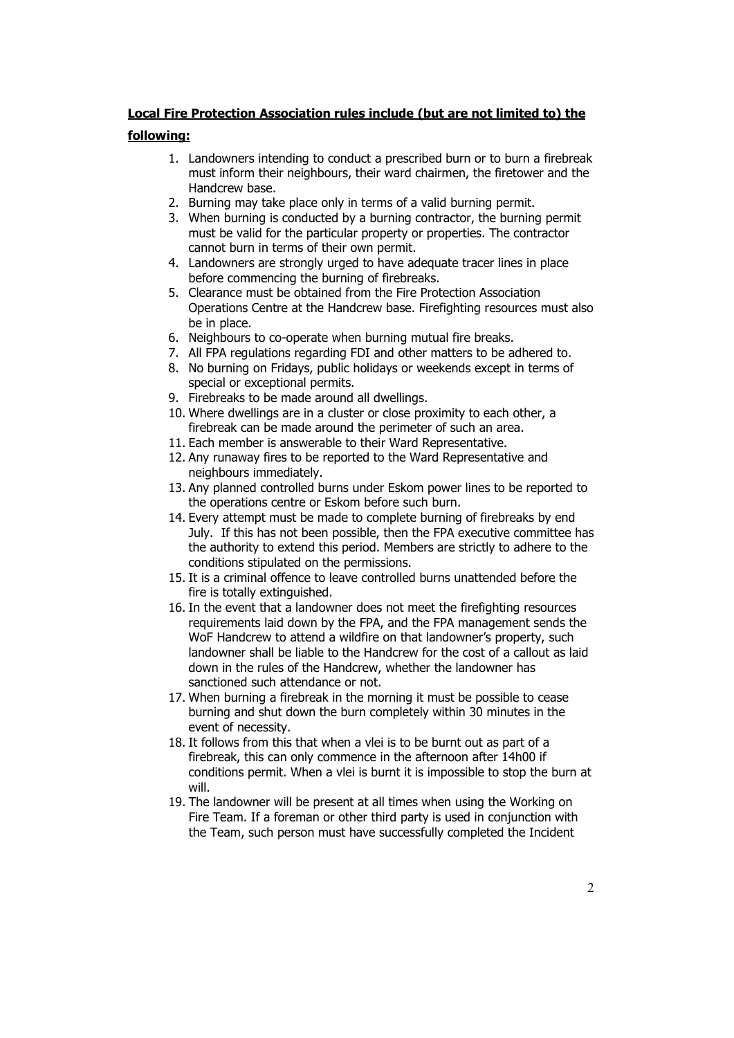**Local Fire Protection Association rules include (but are not limited to) the following:**

1. Landowners intending to conduct a prescribed burn or to burn a firebreak must inform their neighbours, their ward chairmen, the firetower and the Handcrew base.
2. Burning may take place only in terms of a valid burning permit.
3. When burning is conducted by a burning contractor, the burning permit must be valid for the particular property or properties. The contractor cannot burn in terms of their own permit.
4. Landowners are strongly urged to have adequate tracer lines in place before commencing the burning of firebreaks.
5. Clearance must be obtained from the Fire Protection Association Operations Centre at the Handcrew base. Firefighting resources must also be in place.
6. Neighbours to co-operate when burning mutual fire breaks.
7. All FPA regulations regarding FDI and other matters to be adhered to.
8. No burning on Fridays, public holidays or weekends except in terms of special or exceptional permits.
9. Firebreaks to be made around all dwellings.
10. Where dwellings are in a cluster or close proximity to each other, a firebreak can be made around the perimeter of such an area.
11. Each member is answerable to their Ward Representative.
12. Any runaway fires to be reported to the Ward Representative and neighbours immediately.
13. Any planned controlled burns under Eskom power lines to be reported to the operations centre or Eskom before such burn.
14. Every attempt must be made to complete burning of firebreaks by end July. If this has not been possible, then the FPA executive committee has the authority to extend this period. Members are strictly to adhere to the conditions stipulated on the permissions.
15. It is a criminal offence to leave controlled burns unattended before the fire is totally extinguished.
16. In the event that a landowner does not meet the firefighting resources requirements laid down by the FPA, and the FPA management sends the WoF Handcrew to attend a wildfire on that landowner's property, such landowner shall be liable to the Handcrew for the cost of a callout as laid down in the rules of the Handcrew, whether the landowner has sanctioned such attendance or not.
17. When burning a firebreak in the morning it must be possible to cease burning and shut down the burn completely within 30 minutes in the event of necessity.
18. It follows from this that when a vlei is to be burnt out as part of a firebreak, this can only commence in the afternoon after 14h00 if conditions permit. When a vlei is burnt it is impossible to stop the burn at will.
19. The landowner will be present at all times when using the Working on Fire Team. If a foreman or other third party is used in conjunction with the Team, such person must have successfully completed the Incident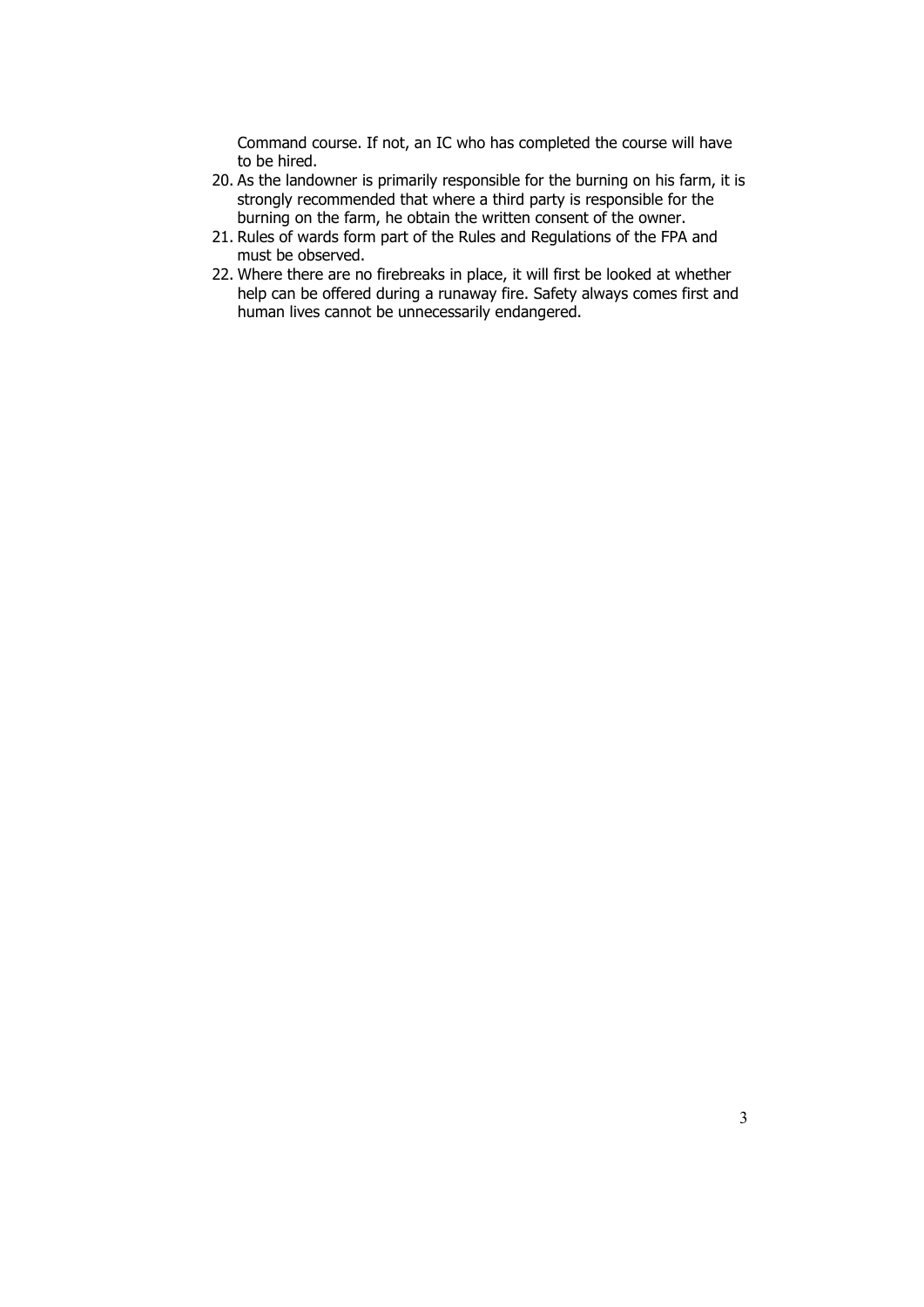Command course. If not, an IC who has completed the course will have to be hired.

20. As the landowner is primarily responsible for the burning on his farm, it is strongly recommended that where a third party is responsible for the burning on the farm, he obtain the written consent of the owner.
21. Rules of wards form part of the Rules and Regulations of the FPA and must be observed.
22. Where there are no firebreaks in place, it will first be looked at whether help can be offered during a runaway fire. Safety always comes first and human lives cannot be unnecessarily endangered.